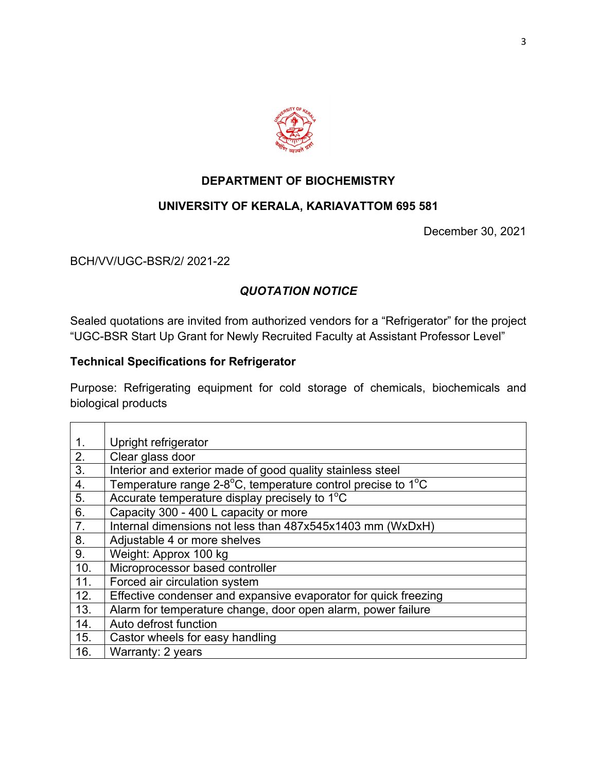## DEPARTMENT OF BIOCHEMISTRY

## UNIVERSITY OF KERALA, KARIAVATTOM 695 581

December 30, 2021

BCH/VV/UGC-BSR/2/ 2021-22

### *QUOTATION NOTICE*

Sealed quotations are invited from authorized vendors for a "Refrigerator" for the project "UGC-BSR Start Up Grant for Newly Recruited Faculty at Assistant Professor Level"

**Technical Specifications for Refrigerator**

Purpose: Refrigerating equipment for cold storage of chemicals, biochemicals and biological products

| | |
|---|---|
| 1. | Upright refrigerator |
| 2. | Clear glass door |
| 3. | Interior and exterior made of good quality stainless steel |
| 4. | Temperature range 2-8$^{o}$C, temperature control precise to 1$^{o}$C |
| 5. | Accurate temperature display precisely to 1$^{o}$C |
| 6. | Capacity 300 - 400 L capacity or more |
| 7. | Internal dimensions not less than 487x545x1403 mm (WxDxH) |
| 8. | Adjustable 4 or more shelves |
| 9. | Weight: Approx 100 kg |
| 10. | Microprocessor based controller |
| 11. | Forced air circulation system |
| 12. | Effective condenser and expansive evaporator for quick freezing |
| 13. | Alarm for temperature change, door open alarm, power failure |
| 14. | Auto defrost function |
| 15. | Castor wheels for easy handling |
| 16. | Warranty: 2 years |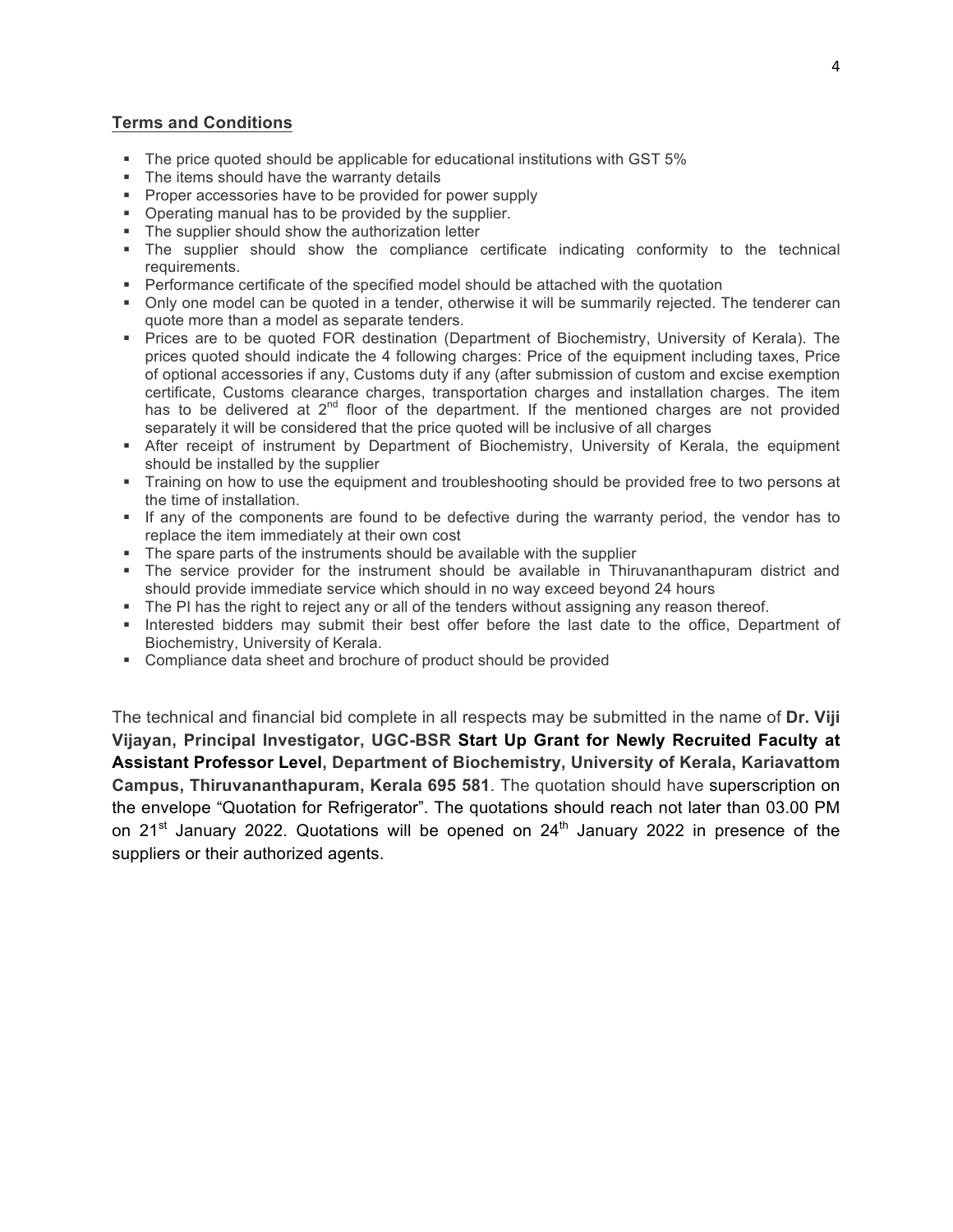## Terms and Conditions

- The price quoted should be applicable for educational institutions with GST 5%
- The items should have the warranty details
- Proper accessories have to be provided for power supply
- Operating manual has to be provided by the supplier.
- The supplier should show the authorization letter
- The supplier should show the compliance certificate indicating conformity to the technical requirements.
- Performance certificate of the specified model should be attached with the quotation
- Only one model can be quoted in a tender, otherwise it will be summarily rejected. The tenderer can quote more than a model as separate tenders.
- Prices are to be quoted FOR destination (Department of Biochemistry, University of Kerala). The prices quoted should indicate the 4 following charges: Price of the equipment including taxes, Price of optional accessories if any, Customs duty if any (after submission of custom and excise exemption certificate, Customs clearance charges, transportation charges and installation charges. The item has to be delivered at 2nd floor of the department. If the mentioned charges are not provided separately it will be considered that the price quoted will be inclusive of all charges
- After receipt of instrument by Department of Biochemistry, University of Kerala, the equipment should be installed by the supplier
- Training on how to use the equipment and troubleshooting should be provided free to two persons at the time of installation.
- If any of the components are found to be defective during the warranty period, the vendor has to replace the item immediately at their own cost
- The spare parts of the instruments should be available with the supplier
- The service provider for the instrument should be available in Thiruvananthapuram district and should provide immediate service which should in no way exceed beyond 24 hours
- The PI has the right to reject any or all of the tenders without assigning any reason thereof.
- Interested bidders may submit their best offer before the last date to the office, Department of Biochemistry, University of Kerala.
- Compliance data sheet and brochure of product should be provided

The technical and financial bid complete in all respects may be submitted in the name of **Dr. Viji Vijayan, Principal Investigator, UGC-BSR Start Up Grant for Newly Recruited Faculty at Assistant Professor Level, Department of Biochemistry, University of Kerala, Kariavattom Campus, Thiruvananthapuram, Kerala 695 581**. The quotation should have superscription on the envelope "Quotation for Refrigerator". The quotations should reach not later than 03.00 PM on 21st January 2022. Quotations will be opened on 24th January 2022 in presence of the suppliers or their authorized agents.